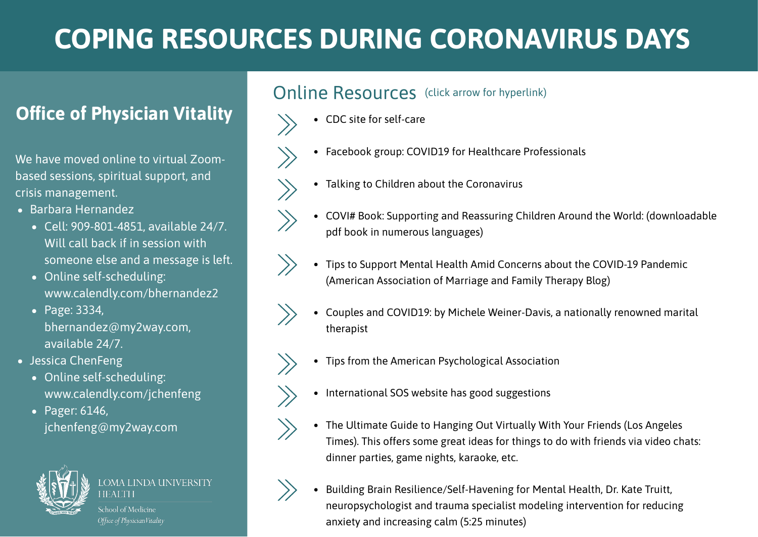# COPING RESOURCES DURING CORONAVIRUS DAYS

## Office of Physician Vitality

We have moved online to virtual Zoom-based sessions, spiritual support, and crisis management.

- Barbara Hernandez
  - Cell: 909-801-4851, available 24/7. Will call back if in session with someone else and a message is left.
  - Online self-scheduling: www.calendly.com/bhernandez2
  - Page: 3334, bhernandez@my2way.com, available 24/7.
- Jessica ChenFeng
  - Online self-scheduling: www.calendly.com/jchenfeng
  - Pager: 6146, jchenfeng@my2way.com

LOMA LINDA UNIVERSITY HEALTH
School of Medicine
*Office of Physician Vitality*

## Online Resources (click arrow for hyperlink)

- CDC site for self-care
- Facebook group: COVID19 for Healthcare Professionals
- Talking to Children about the Coronavirus
- COVI# Book: Supporting and Reassuring Children Around the World: (downloadable pdf book in numerous languages)
- Tips to Support Mental Health Amid Concerns about the COVID-19 Pandemic (American Association of Marriage and Family Therapy Blog)
- Couples and COVID19: by Michele Weiner-Davis, a nationally renowned marital therapist
- Tips from the American Psychological Association
- International SOS website has good suggestions
- The Ultimate Guide to Hanging Out Virtually With Your Friends (Los Angeles Times). This offers some great ideas for things to do with friends via video chats: dinner parties, game nights, karaoke, etc.
- Building Brain Resilience/Self-Havening for Mental Health, Dr. Kate Truitt, neuropsychologist and trauma specialist modeling intervention for reducing anxiety and increasing calm (5:25 minutes)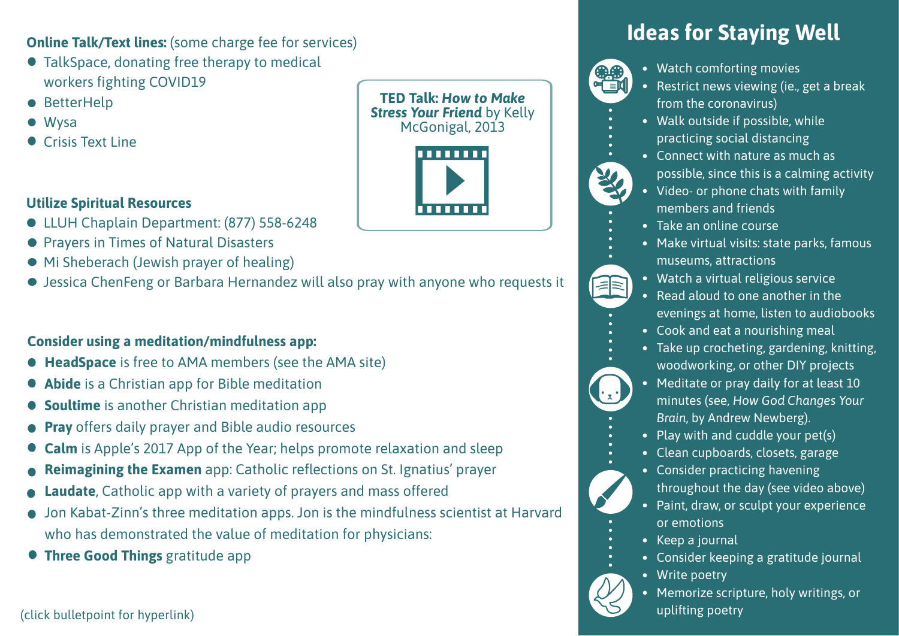**Online Talk/Text lines:** (some charge fee for services)

- TalkSpace, donating free therapy to medical workers fighting COVID19
- BetterHelp
- Wysa
- Crisis Text Line

**TED Talk: *How to Make Stress Your Friend*** by Kelly McGonigal, 2013

**Utilize Spiritual Resources**

- LLUH Chaplain Department: (877) 558-6248
- Prayers in Times of Natural Disasters
- Mi Sheberach (Jewish prayer of healing)
- Jessica ChenFeng or Barbara Hernandez will also pray with anyone who requests it

**Consider using a meditation/mindfulness app:**

- **HeadSpace** is free to AMA members (see the AMA site)
- **Abide** is a Christian app for Bible meditation
- **Soultime** is another Christian meditation app
- **Pray** offers daily prayer and Bible audio resources
- **Calm** is Apple's 2017 App of the Year; helps promote relaxation and sleep
- **Reimagining the Examen** app: Catholic reflections on St. Ignatius' prayer
- **Laudate**, Catholic app with a variety of prayers and mass offered
- Jon Kabat-Zinn's three meditation apps. Jon is the mindfulness scientist at Harvard who has demonstrated the value of meditation for physicians:
- **Three Good Things** gratitude app

(click bulletpoint for hyperlink)

## Ideas for Staying Well

- Watch comforting movies
- Restrict news viewing (ie., get a break from the coronavirus)
- Walk outside if possible, while practicing social distancing
- Connect with nature as much as possible, since this is a calming activity
- Video- or phone chats with family members and friends
- Take an online course
- Make virtual visits: state parks, famous museums, attractions
- Watch a virtual religious service
- Read aloud to one another in the evenings at home, listen to audiobooks
- Cook and eat a nourishing meal
- Take up crocheting, gardening, knitting, woodworking, or other DIY projects
- Meditate or pray daily for at least 10 minutes (see, *How God Changes Your Brain*, by Andrew Newberg).
- Play with and cuddle your pet(s)
- Clean cupboards, closets, garage
- Consider practicing havening throughout the day (see video above)
- Paint, draw, or sculpt your experience or emotions
- Keep a journal
- Consider keeping a gratitude journal
- Write poetry
- Memorize scripture, holy writings, or uplifting poetry